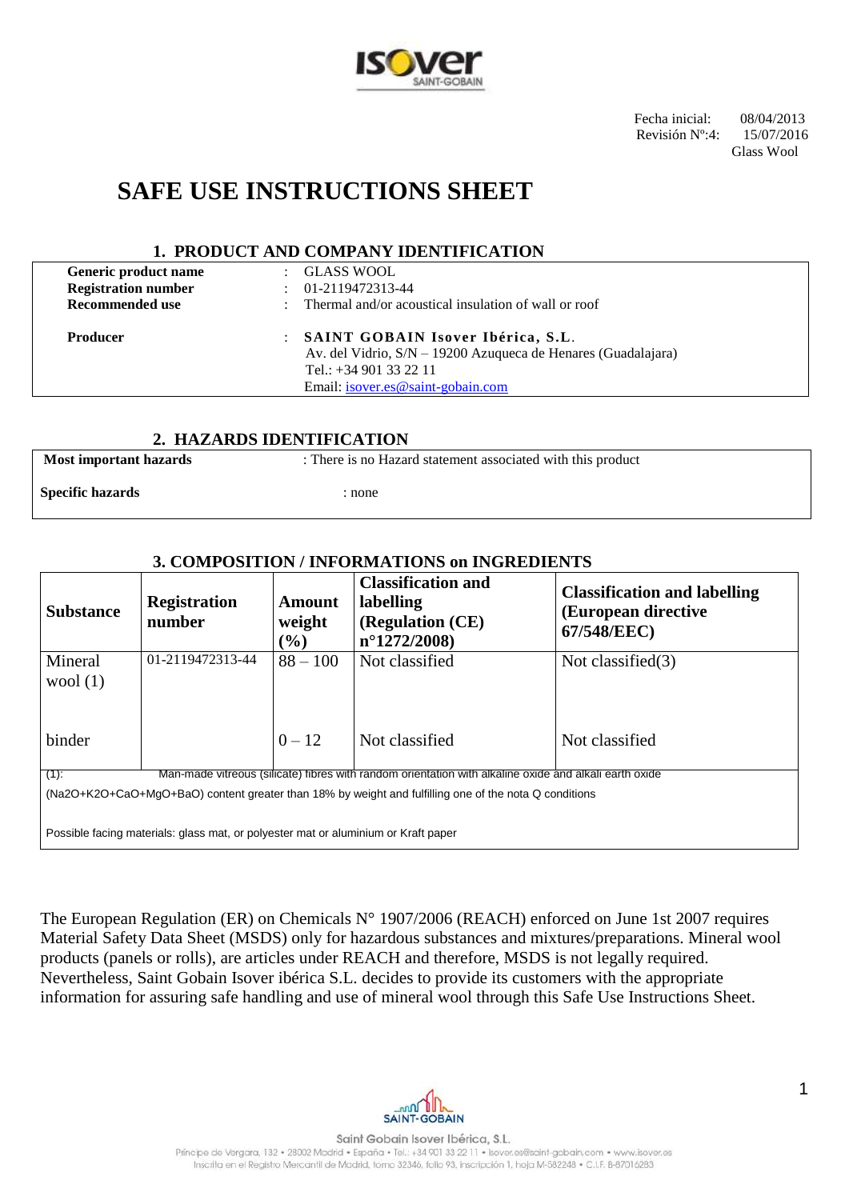Fecha inicial: 08/04/2013
Revisión Nº:4: 15/07/2016
Glass Wool

# SAFE USE INSTRUCTIONS SHEET

## 1. PRODUCT AND COMPANY IDENTIFICATION

| | | |
|---|---|---|
| **Generic product name** | : | GLASS WOOL |
| **Registration number** | : | 01-2119472313-44 |
| **Recommended use** | : | Thermal and/or acoustical insulation of wall or roof |
| **Producer** | : | **SAINT GOBAIN Isover Ibérica, S.L.**<br>Av. del Vidrio, S/N – 19200 Azuqueca de Henares (Guadalajara)<br>Tel.: +34 901 33 22 11<br>Email: isover.es@saint-gobain.com |

## 2. HAZARDS IDENTIFICATION

| | |
|---|---|
| **Most important hazards** | : There is no Hazard statement associated with this product |
| **Specific hazards** | : none |

## 3. COMPOSITION / INFORMATIONS on INGREDIENTS

| Substance | Registration number | Amount weight (%) | Classification and labelling (Regulation (CE) n°1272/2008) | Classification and labelling (European directive 67/548/EEC) |
|---|---|---|---|---|
| Mineral wool (1) | 01-2119472313-44 | 88 – 100 | Not classified | Not classified(3) |
| binder | | 0 – 12 | Not classified | Not classified |

(1): Man-made vitreous (silicate) fibres with random orientation with alkaline oxide and alkali earth oxide ($Na_2O+K_2O+CaO+MgO+BaO$) content greater than 18% by weight and fulfilling one of the nota Q conditions

Possible facing materials: glass mat, or polyester mat or aluminium or Kraft paper

The European Regulation (ER) on Chemicals N° 1907/2006 (REACH) enforced on June 1st 2007 requires Material Safety Data Sheet (MSDS) only for hazardous substances and mixtures/preparations. Mineral wool products (panels or rolls), are articles under REACH and therefore, MSDS is not legally required. Nevertheless, Saint Gobain Isover ibérica S.L. decides to provide its customers with the appropriate information for assuring safe handling and use of mineral wool through this Safe Use Instructions Sheet.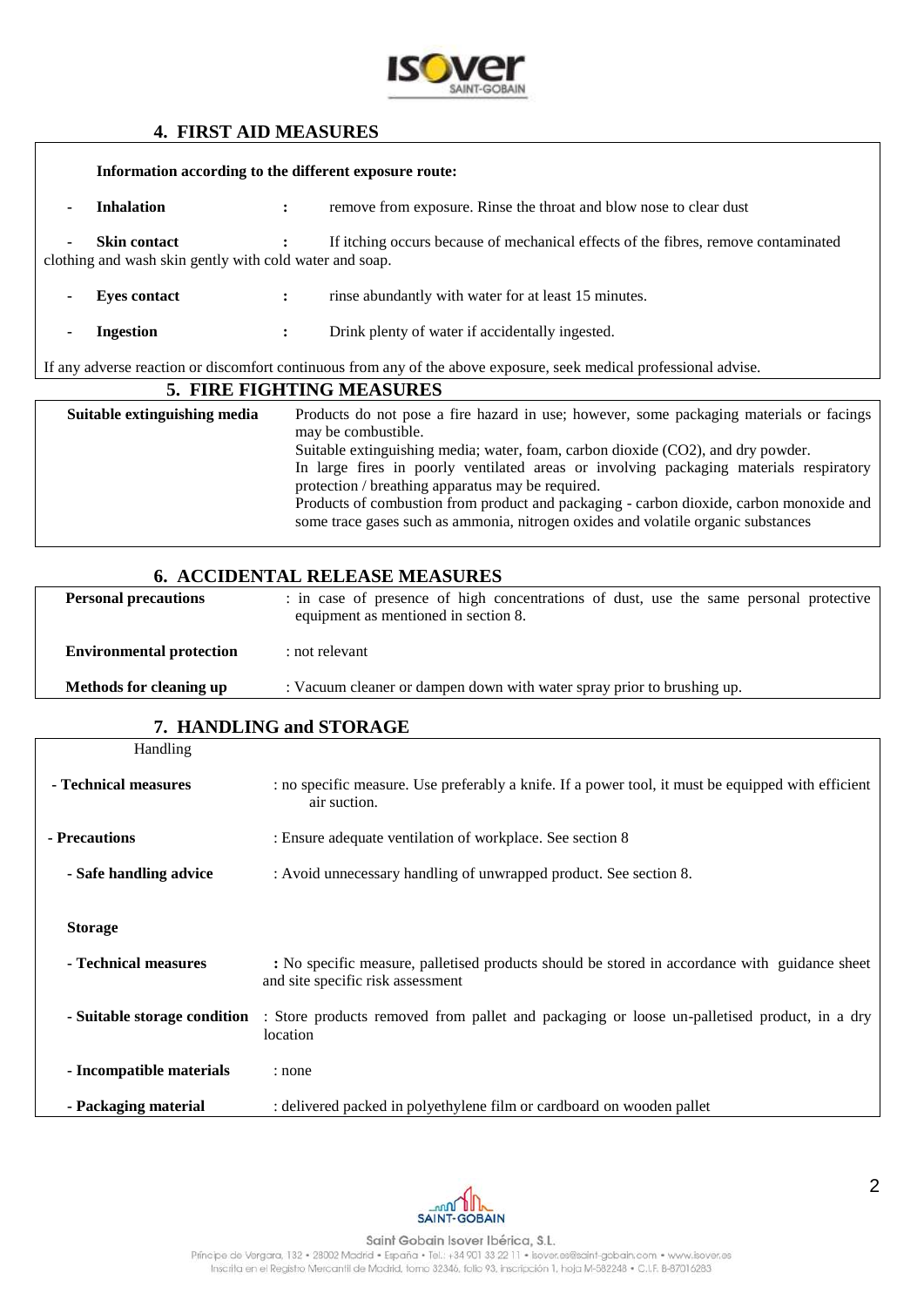## 4. FIRST AID MEASURES

**Information according to the different exposure route:**

- **Inhalation** : remove from exposure. Rinse the throat and blow nose to clear dust
- **Skin contact** : If itching occurs because of mechanical effects of the fibres, remove contaminated clothing and wash skin gently with cold water and soap.
- **Eyes contact** : rinse abundantly with water for at least 15 minutes.
- **Ingestion** : Drink plenty of water if accidentally ingested.

If any adverse reaction or discomfort continuous from any of the above exposure, seek medical professional advise.

## 5. FIRE FIGHTING MEASURES

| | |
|---|---|
| **Suitable extinguishing media** | Products do not pose a fire hazard in use; however, some packaging materials or facings may be combustible.<br>Suitable extinguishing media; water, foam, carbon dioxide ($CO_2$), and dry powder.<br>In large fires in poorly ventilated areas or involving packaging materials respiratory protection / breathing apparatus may be required.<br>Products of combustion from product and packaging - carbon dioxide, carbon monoxide and some trace gases such as ammonia, nitrogen oxides and volatile organic substances |

## 6. ACCIDENTAL RELEASE MEASURES

| | |
|---|---|
| **Personal precautions** | : in case of presence of high concentrations of dust, use the same personal protective equipment as mentioned in section 8. |
| **Environmental protection** | : not relevant |
| **Methods for cleaning up** | : Vacuum cleaner or dampen down with water spray prior to brushing up. |

## 7. HANDLING and STORAGE

| | |
|---|---|
| Handling | |
| **- Technical measures** | : no specific measure. Use preferably a knife. If a power tool, it must be equipped with efficient air suction. |
| **- Precautions** | : Ensure adequate ventilation of workplace. See section 8 |
| **- Safe handling advice** | : Avoid unnecessary handling of unwrapped product. See section 8. |
| **Storage** | |
| **- Technical measures** | **:** No specific measure, palletised products should be stored in accordance with guidance sheet and site specific risk assessment |
| **- Suitable storage condition** | : Store products removed from pallet and packaging or loose un-palletised product, in a dry location |
| **- Incompatible materials** | : none |
| **- Packaging material** | : delivered packed in polyethylene film or cardboard on wooden pallet |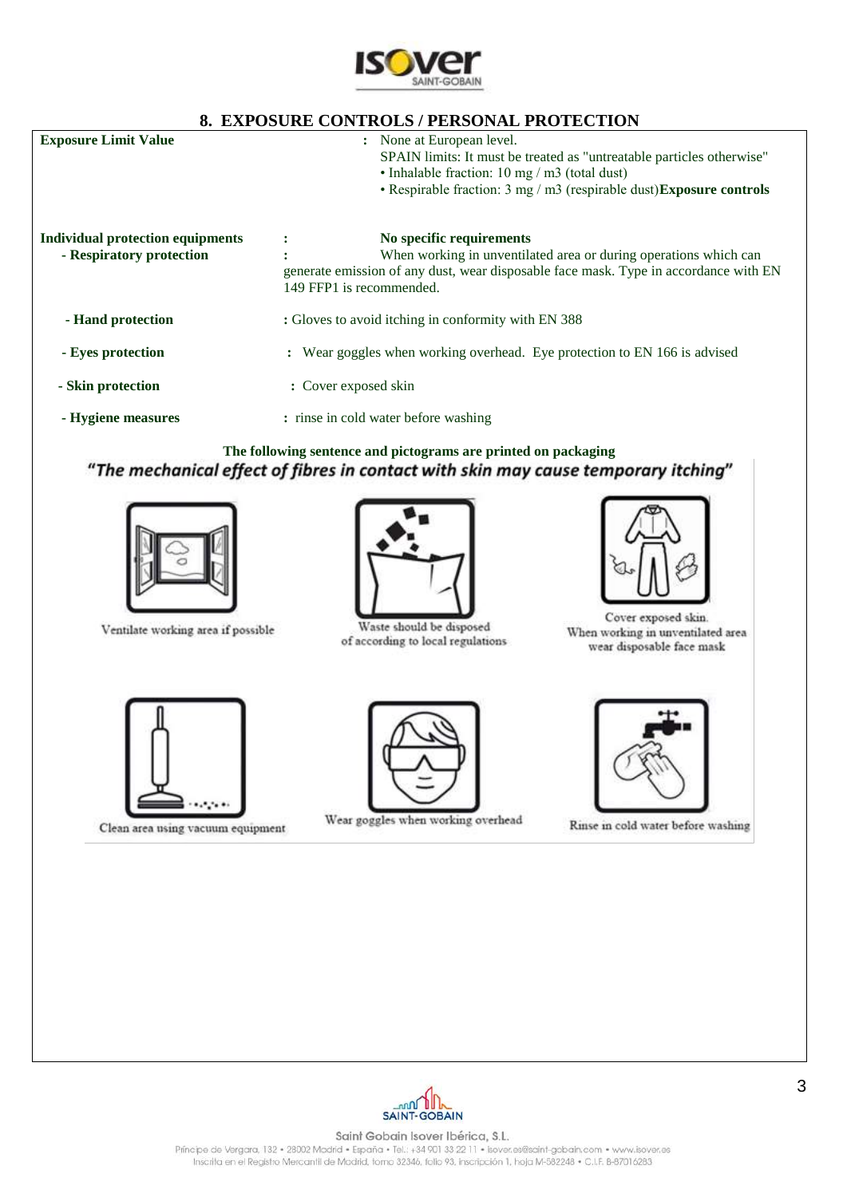## 8. EXPOSURE CONTROLS / PERSONAL PROTECTION

| | |
|---|---|
| **Exposure Limit Value** | : None at European level.<br>SPAIN limits: It must be treated as "untreatable particles otherwise"<br>• Inhalable fraction: 10 mg / m3 (total dust)<br>• Respirable fraction: 3 mg / m3 (respirable dust)**Exposure controls** |
| **Individual protection equipments** | : **No specific requirements** |
| - **Respiratory protection** | : When working in unventilated area or during operations which can generate emission of any dust, wear disposable face mask. Type in accordance with EN 149 FFP1 is recommended. |
| - **Hand protection** | : Gloves to avoid itching in conformity with EN 388 |
| - **Eyes protection** | : Wear goggles when working overhead. Eye protection to EN 166 is advised |
| - **Skin protection** | : Cover exposed skin |
| - **Hygiene measures** | : rinse in cold water before washing |

**The following sentence and pictograms are printed on packaging**

***"The mechanical effect of fibres in contact with skin may cause temporary itching"***

Ventilate working area if possible

Waste should be disposed of according to local regulations

Cover exposed skin. When working in unventilated area wear disposable face mask

Clean area using vacuum equipment

Wear goggles when working overhead

Rinse in cold water before washing

Saint Gobain Isover Ibérica, S.L.
Príncipe de Vergara, 132 • 28002 Madrid • España • Tel.: +34 901 33 22 11 • isover.es@saint-gobain.com • www.isover.es
Inscrita en el Registro Mercantil de Madrid, tomo 32346, folio 93, inscripción 1, hoja M-582248 • C.I.F. B-87016283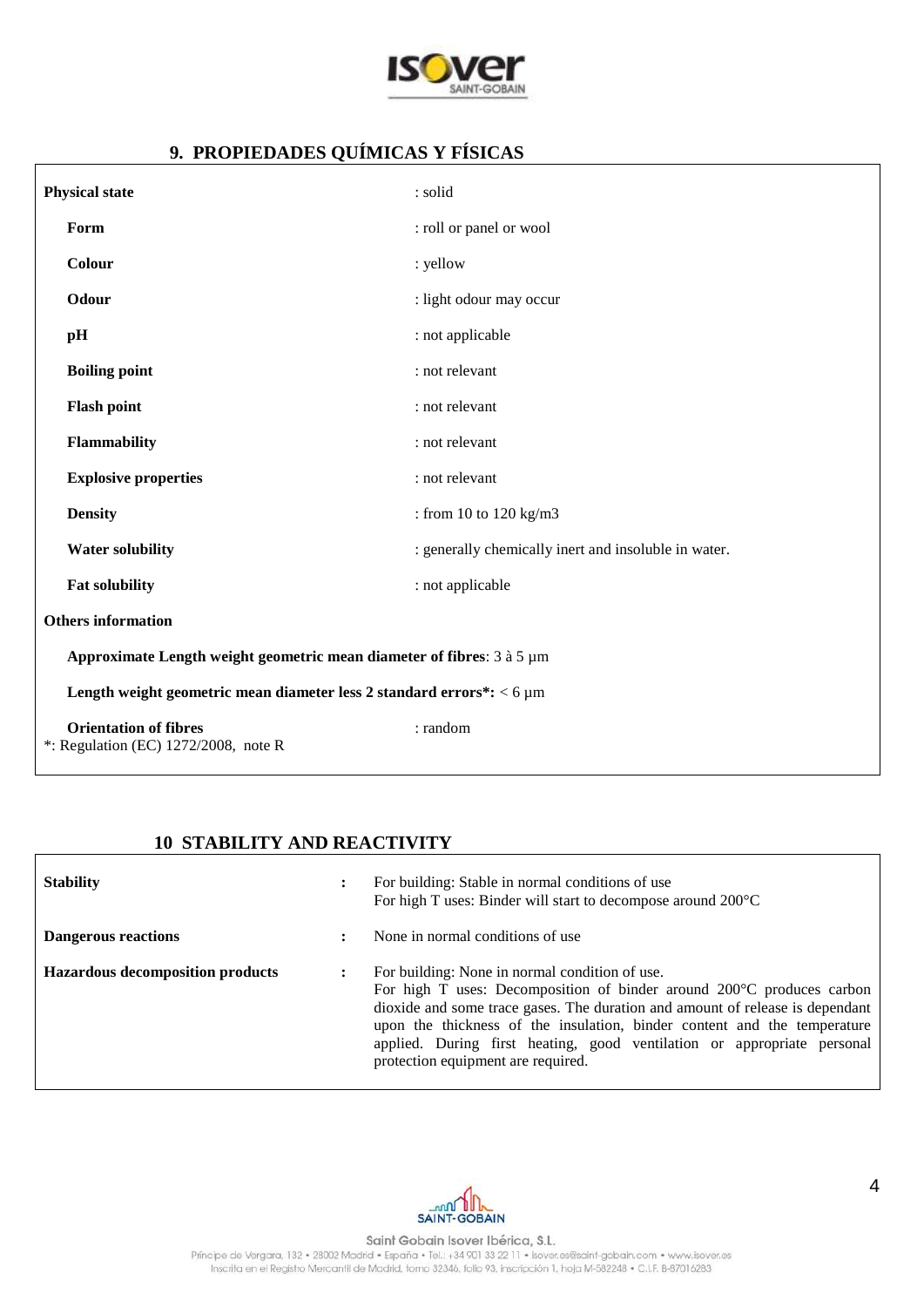## 9. PROPIEDADES QUÍMICAS Y FÍSICAS

| | |
|---|---|
| **Physical state** | : solid |
| **Form** | : roll or panel or wool |
| **Colour** | : yellow |
| **Odour** | : light odour may occur |
| **pH** | : not applicable |
| **Boiling point** | : not relevant |
| **Flash point** | : not relevant |
| **Flammability** | : not relevant |
| **Explosive properties** | : not relevant |
| **Density** | : from 10 to 120 kg/m3 |
| **Water solubility** | : generally chemically inert and insoluble in water. |
| **Fat solubility** | : not applicable |

**Others information**

**Approximate Length weight geometric mean diameter of fibres**: 3 à 5 µm

**Length weight geometric mean diameter less 2 standard errors*:** < 6 µm

**Orientation of fibres** : random

*: Regulation (EC) 1272/2008, note R

## 10 STABILITY AND REACTIVITY

| | | |
|---|---|---|
| **Stability** | : | For building: Stable in normal conditions of use<br>For high T uses: Binder will start to decompose around 200°C |
| **Dangerous reactions** | : | None in normal conditions of use |
| **Hazardous decomposition products** | : | For building: None in normal condition of use.<br>For high T uses: Decomposition of binder around 200°C produces carbon dioxide and some trace gases. The duration and amount of release is dependant upon the thickness of the insulation, binder content and the temperature applied. During first heating, good ventilation or appropriate personal protection equipment are required. |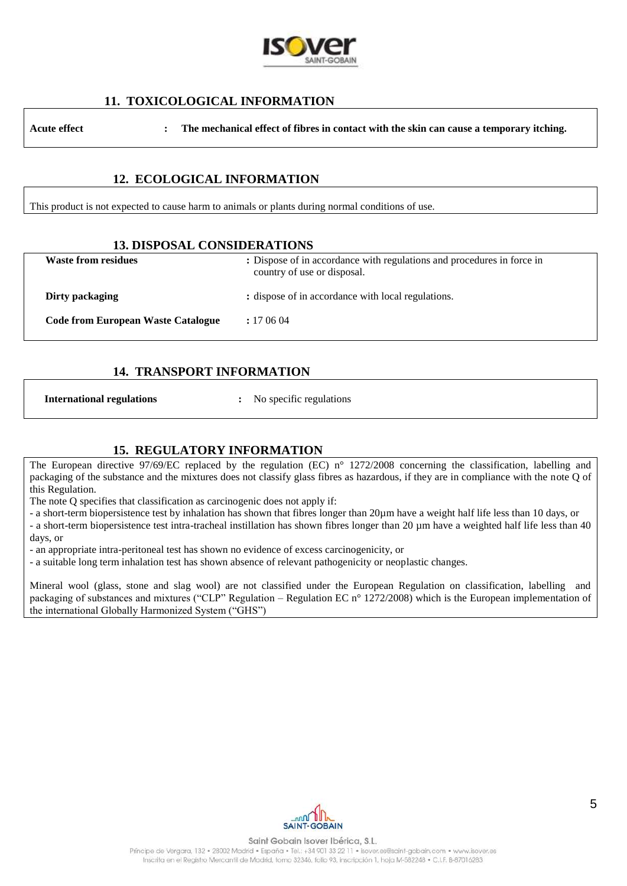## 11. TOXICOLOGICAL INFORMATION

**Acute effect** : **The mechanical effect of fibres in contact with the skin can cause a temporary itching.**

## 12. ECOLOGICAL INFORMATION

This product is not expected to cause harm to animals or plants during normal conditions of use.

## 13. DISPOSAL CONSIDERATIONS

| | |
|---|---|
| **Waste from residues** | : Dispose of in accordance with regulations and procedures in force in country of use or disposal. |
| **Dirty packaging** | : dispose of in accordance with local regulations. |
| **Code from European Waste Catalogue** | : 17 06 04 |

## 14. TRANSPORT INFORMATION

**International regulations** : No specific regulations

## 15. REGULATORY INFORMATION

The European directive 97/69/EC replaced by the regulation (EC) n° 1272/2008 concerning the classification, labelling and packaging of the substance and the mixtures does not classify glass fibres as hazardous, if they are in compliance with the note Q of this Regulation.

The note Q specifies that classification as carcinogenic does not apply if:

- a short-term biopersistence test by inhalation has shown that fibres longer than 20µm have a weight half life less than 10 days, or
- a short-term biopersistence test intra-tracheal instillation has shown fibres longer than 20 µm have a weighted half life less than 40 days, or
- an appropriate intra-peritoneal test has shown no evidence of excess carcinogenicity, or
- a suitable long term inhalation test has shown absence of relevant pathogenicity or neoplastic changes.

Mineral wool (glass, stone and slag wool) are not classified under the European Regulation on classification, labelling and packaging of substances and mixtures ("CLP" Regulation – Regulation EC n° 1272/2008) which is the European implementation of the international Globally Harmonized System ("GHS")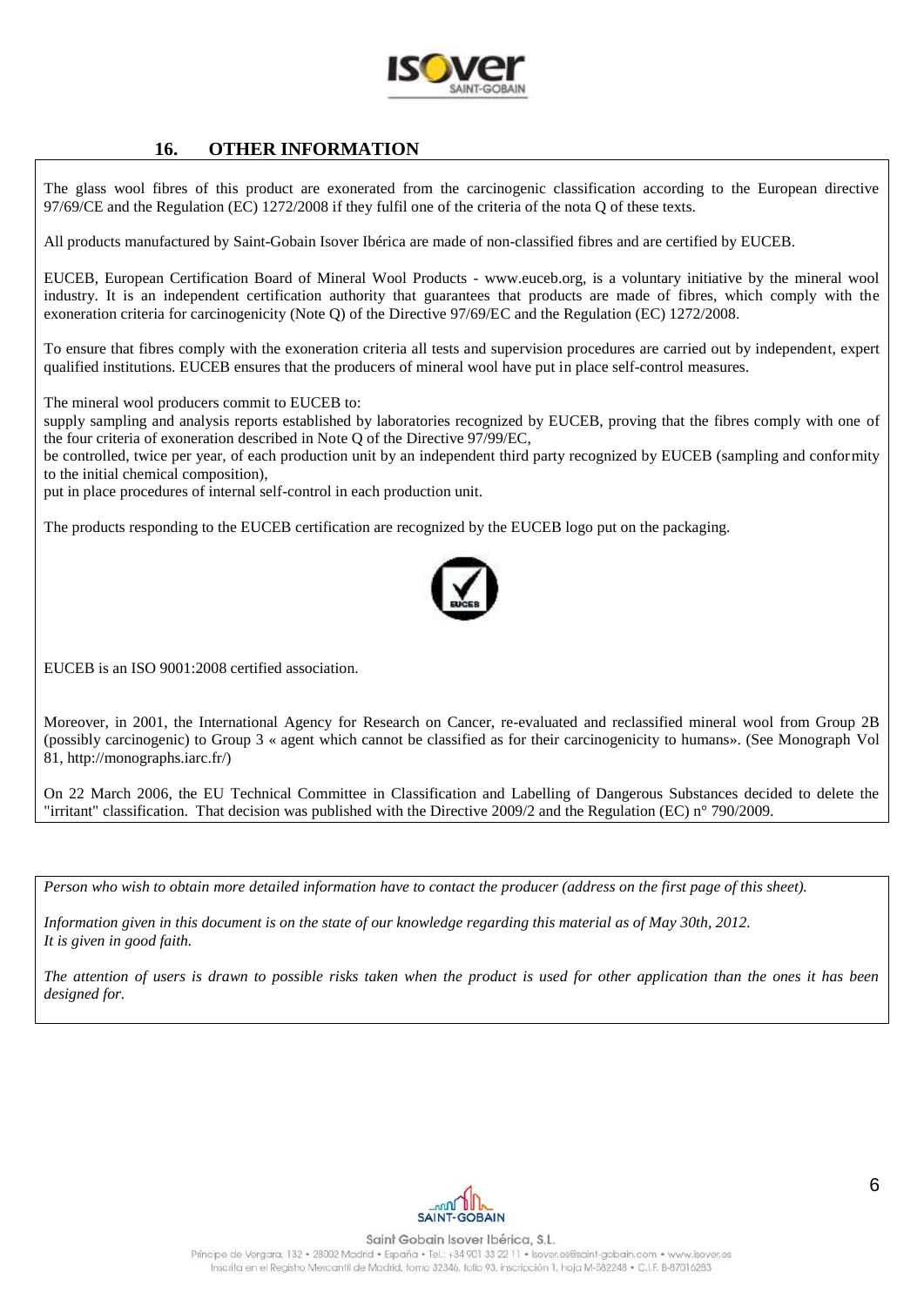## 16. OTHER INFORMATION

The glass wool fibres of this product are exonerated from the carcinogenic classification according to the European directive 97/69/CE and the Regulation (EC) 1272/2008 if they fulfil one of the criteria of the nota Q of these texts.

All products manufactured by Saint-Gobain Isover Ibérica are made of non-classified fibres and are certified by EUCEB.

EUCEB, European Certification Board of Mineral Wool Products - www.euceb.org, is a voluntary initiative by the mineral wool industry. It is an independent certification authority that guarantees that products are made of fibres, which comply with the exoneration criteria for carcinogenicity (Note Q) of the Directive 97/69/EC and the Regulation (EC) 1272/2008.

To ensure that fibres comply with the exoneration criteria all tests and supervision procedures are carried out by independent, expert qualified institutions. EUCEB ensures that the producers of mineral wool have put in place self-control measures.

The mineral wool producers commit to EUCEB to:
supply sampling and analysis reports established by laboratories recognized by EUCEB, proving that the fibres comply with one of the four criteria of exoneration described in Note Q of the Directive 97/99/EC,
be controlled, twice per year, of each production unit by an independent third party recognized by EUCEB (sampling and conformity to the initial chemical composition),
put in place procedures of internal self-control in each production unit.

The products responding to the EUCEB certification are recognized by the EUCEB logo put on the packaging.

EUCEB is an ISO 9001:2008 certified association.

Moreover, in 2001, the International Agency for Research on Cancer, re-evaluated and reclassified mineral wool from Group 2B (possibly carcinogenic) to Group 3 « agent which cannot be classified as for their carcinogenicity to humans». (See Monograph Vol 81, http://monographs.iarc.fr/)

On 22 March 2006, the EU Technical Committee in Classification and Labelling of Dangerous Substances decided to delete the "irritant" classification. That decision was published with the Directive 2009/2 and the Regulation (EC) n° 790/2009.

*Person who wish to obtain more detailed information have to contact the producer (address on the first page of this sheet).*

*Information given in this document is on the state of our knowledge regarding this material as of May 30th, 2012.*
*It is given in good faith.*

*The attention of users is drawn to possible risks taken when the product is used for other application than the ones it has been designed for.*